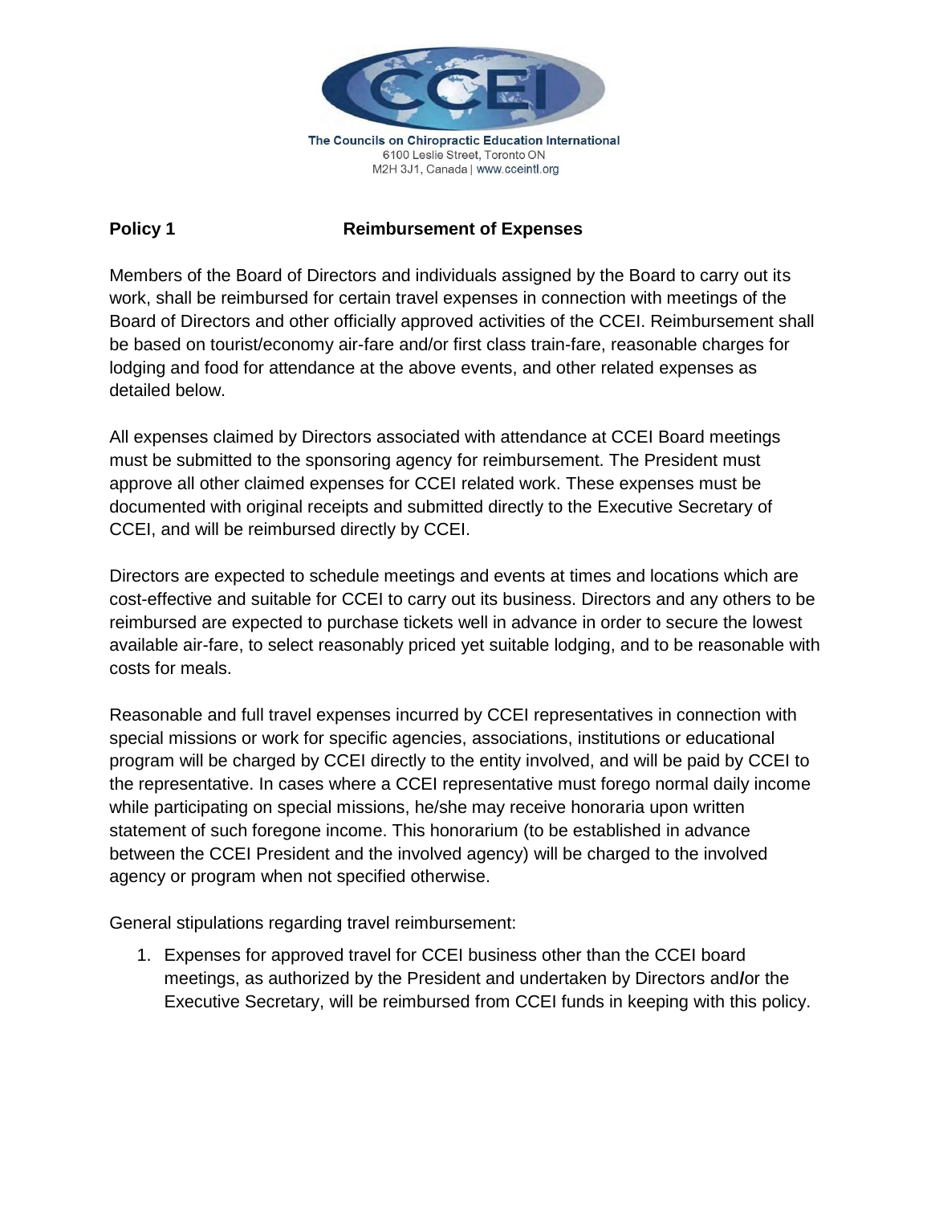The Councils on Chiropractic Education International
6100 Leslie Street, Toronto ON
M2H 3J1, Canada | www.cceintl.org

## Policy 1 Reimbursement of Expenses

Members of the Board of Directors and individuals assigned by the Board to carry out its work, shall be reimbursed for certain travel expenses in connection with meetings of the Board of Directors and other officially approved activities of the CCEI. Reimbursement shall be based on tourist/economy air-fare and/or first class train-fare, reasonable charges for lodging and food for attendance at the above events, and other related expenses as detailed below.

All expenses claimed by Directors associated with attendance at CCEI Board meetings must be submitted to the sponsoring agency for reimbursement. The President must approve all other claimed expenses for CCEI related work. These expenses must be documented with original receipts and submitted directly to the Executive Secretary of CCEI, and will be reimbursed directly by CCEI.

Directors are expected to schedule meetings and events at times and locations which are cost-effective and suitable for CCEI to carry out its business. Directors and any others to be reimbursed are expected to purchase tickets well in advance in order to secure the lowest available air-fare, to select reasonably priced yet suitable lodging, and to be reasonable with costs for meals.

Reasonable and full travel expenses incurred by CCEI representatives in connection with special missions or work for specific agencies, associations, institutions or educational program will be charged by CCEI directly to the entity involved, and will be paid by CCEI to the representative. In cases where a CCEI representative must forego normal daily income while participating on special missions, he/she may receive honoraria upon written statement of such foregone income. This honorarium (to be established in advance between the CCEI President and the involved agency) will be charged to the involved agency or program when not specified otherwise.

General stipulations regarding travel reimbursement:

1. Expenses for approved travel for CCEI business other than the CCEI board meetings, as authorized by the President and undertaken by Directors and/or the Executive Secretary, will be reimbursed from CCEI funds in keeping with this policy.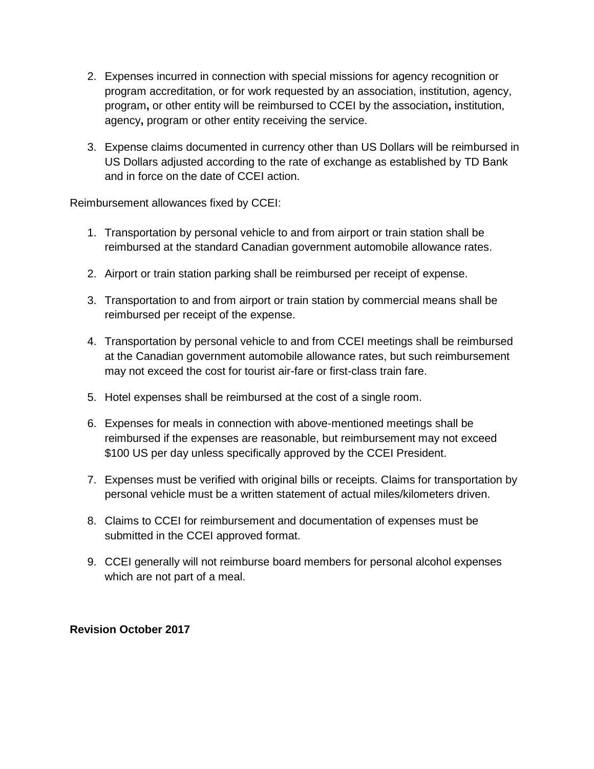2. Expenses incurred in connection with special missions for agency recognition or program accreditation, or for work requested by an association, institution, agency, program**,** or other entity will be reimbursed to CCEI by the association**,** institution, agency**,** program or other entity receiving the service.

3. Expense claims documented in currency other than US Dollars will be reimbursed in US Dollars adjusted according to the rate of exchange as established by TD Bank and in force on the date of CCEI action.

Reimbursement allowances fixed by CCEI:

1. Transportation by personal vehicle to and from airport or train station shall be reimbursed at the standard Canadian government automobile allowance rates.

2. Airport or train station parking shall be reimbursed per receipt of expense.

3. Transportation to and from airport or train station by commercial means shall be reimbursed per receipt of the expense.

4. Transportation by personal vehicle to and from CCEI meetings shall be reimbursed at the Canadian government automobile allowance rates, but such reimbursement may not exceed the cost for tourist air-fare or first-class train fare.

5. Hotel expenses shall be reimbursed at the cost of a single room.

6. Expenses for meals in connection with above-mentioned meetings shall be reimbursed if the expenses are reasonable, but reimbursement may not exceed $100 US per day unless specifically approved by the CCEI President.

7. Expenses must be verified with original bills or receipts. Claims for transportation by personal vehicle must be a written statement of actual miles/kilometers driven.

8. Claims to CCEI for reimbursement and documentation of expenses must be submitted in the CCEI approved format.

9. CCEI generally will not reimburse board members for personal alcohol expenses which are not part of a meal.

**Revision October 2017**